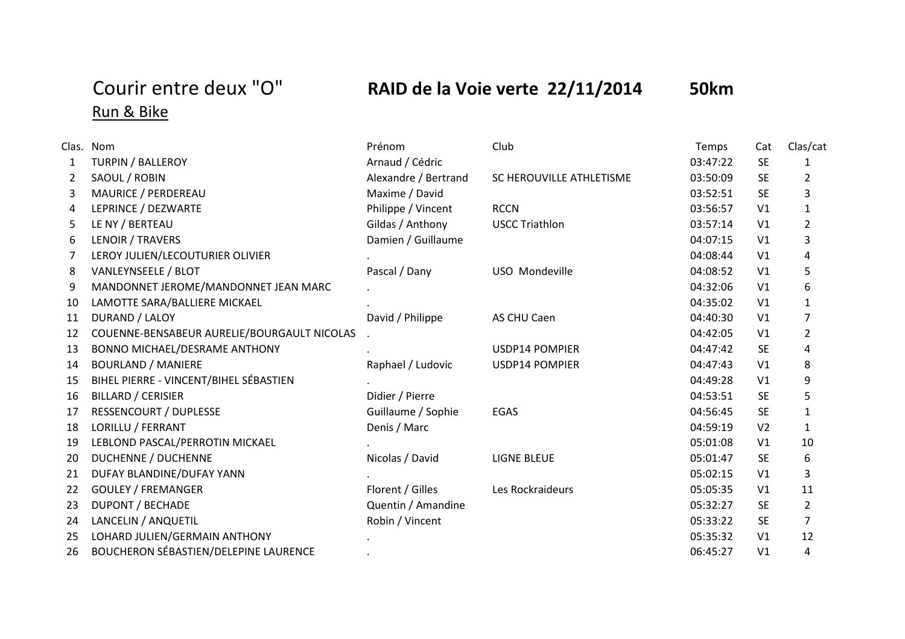# Courir entre deux "O"    RAID de la Voie verte 22/11/2014    50km

Run & Bike

| Clas. | Nom | Prénom | Club | Temps | Cat | Clas/cat |
|---|---|---|---|---|---|---|
| 1 | TURPIN / BALLEROY | Arnaud / Cédric | | 03:47:22 | SE | 1 |
| 2 | SAOUL / ROBIN | Alexandre / Bertrand | SC HEROUVILLE ATHLETISME | 03:50:09 | SE | 2 |
| 3 | MAURICE / PERDEREAU | Maxime / David | | 03:52:51 | SE | 3 |
| 4 | LEPRINCE / DEZWARTE | Philippe / Vincent | RCCN | 03:56:57 | V1 | 1 |
| 5 | LE NY / BERTEAU | Gildas / Anthony | USCC Triathlon | 03:57:14 | V1 | 2 |
| 6 | LENOIR / TRAVERS | Damien / Guillaume | | 04:07:15 | V1 | 3 |
| 7 | LEROY JULIEN/LECOUTURIER OLIVIER | . | | 04:08:44 | V1 | 4 |
| 8 | VANLEYNSEELE / BLOT | Pascal / Dany | USO Mondeville | 04:08:52 | V1 | 5 |
| 9 | MANDONNET JEROME/MANDONNET JEAN MARC | . | | 04:32:06 | V1 | 6 |
| 10 | LAMOTTE SARA/BALLIERE MICKAEL | . | | 04:35:02 | V1 | 1 |
| 11 | DURAND / LALOY | David / Philippe | AS CHU Caen | 04:40:30 | V1 | 7 |
| 12 | COUENNE-BENSABEUR AURELIE/BOURGAULT NICOLAS | . | | 04:42:05 | V1 | 2 |
| 13 | BONNO MICHAEL/DESRAME ANTHONY | . | USDP14 POMPIER | 04:47:42 | SE | 4 |
| 14 | BOURLAND / MANIERE | Raphael / Ludovic | USDP14 POMPIER | 04:47:43 | V1 | 8 |
| 15 | BIHEL PIERRE - VINCENT/BIHEL SÉBASTIEN | . | | 04:49:28 | V1 | 9 |
| 16 | BILLARD / CERISIER | Didier / Pierre | | 04:53:51 | SE | 5 |
| 17 | RESSENCOURT / DUPLESSE | Guillaume / Sophie | EGAS | 04:56:45 | SE | 1 |
| 18 | LORILLU / FERRANT | Denis / Marc | | 04:59:19 | V2 | 1 |
| 19 | LEBLOND PASCAL/PERROTIN MICKAEL | . | | 05:01:08 | V1 | 10 |
| 20 | DUCHENNE / DUCHENNE | Nicolas / David | LIGNE BLEUE | 05:01:47 | SE | 6 |
| 21 | DUFAY BLANDINE/DUFAY YANN | . | | 05:02:15 | V1 | 3 |
| 22 | GOULEY / FREMANGER | Florent / Gilles | Les Rockraideurs | 05:05:35 | V1 | 11 |
| 23 | DUPONT / BECHADE | Quentin / Amandine | | 05:32:27 | SE | 2 |
| 24 | LANCELIN / ANQUETIL | Robin / Vincent | | 05:33:22 | SE | 7 |
| 25 | LOHARD JULIEN/GERMAIN ANTHONY | . | | 05:35:32 | V1 | 12 |
| 26 | BOUCHERON SÉBASTIEN/DELEPINE LAURENCE | . | | 06:45:27 | V1 | 4 |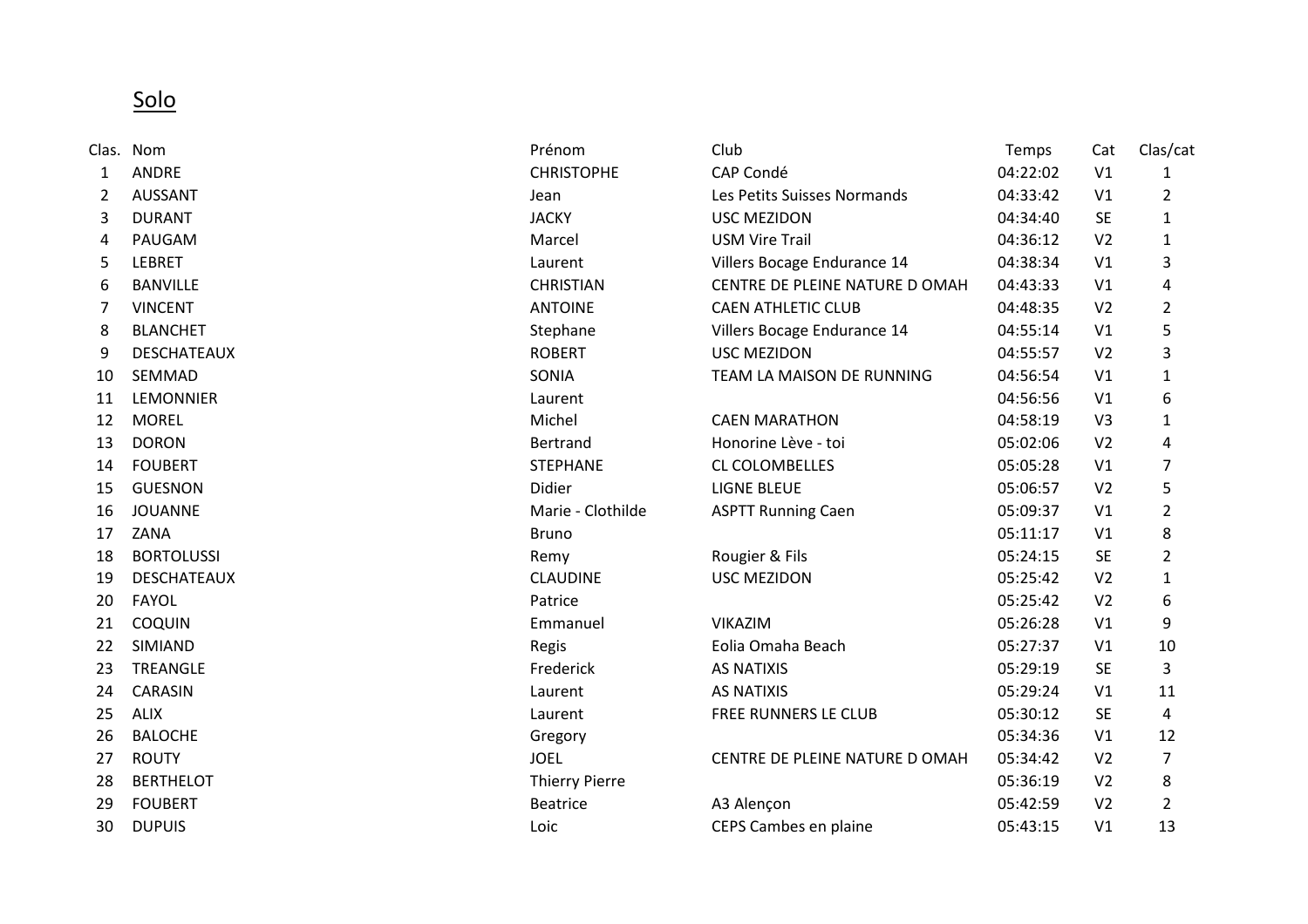Solo

| Clas. | Nom | Prénom | Club | Temps | Cat | Clas/cat |
|---|---|---|---|---|---|---|
| 1 | ANDRE | CHRISTOPHE | CAP Condé | 04:22:02 | V1 | 1 |
| 2 | AUSSANT | Jean | Les Petits Suisses Normands | 04:33:42 | V1 | 2 |
| 3 | DURANT | JACKY | USC MEZIDON | 04:34:40 | SE | 1 |
| 4 | PAUGAM | Marcel | USM Vire Trail | 04:36:12 | V2 | 1 |
| 5 | LEBRET | Laurent | Villers Bocage Endurance 14 | 04:38:34 | V1 | 3 |
| 6 | BANVILLE | CHRISTIAN | CENTRE DE PLEINE NATURE D OMAH | 04:43:33 | V1 | 4 |
| 7 | VINCENT | ANTOINE | CAEN ATHLETIC CLUB | 04:48:35 | V2 | 2 |
| 8 | BLANCHET | Stephane | Villers Bocage Endurance 14 | 04:55:14 | V1 | 5 |
| 9 | DESCHATEAUX | ROBERT | USC MEZIDON | 04:55:57 | V2 | 3 |
| 10 | SEMMAD | SONIA | TEAM LA MAISON DE RUNNING | 04:56:54 | V1 | 1 |
| 11 | LEMONNIER | Laurent | | 04:56:56 | V1 | 6 |
| 12 | MOREL | Michel | CAEN MARATHON | 04:58:19 | V3 | 1 |
| 13 | DORON | Bertrand | Honorine Lève - toi | 05:02:06 | V2 | 4 |
| 14 | FOUBERT | STEPHANE | CL COLOMBELLES | 05:05:28 | V1 | 7 |
| 15 | GUESNON | Didier | LIGNE BLEUE | 05:06:57 | V2 | 5 |
| 16 | JOUANNE | Marie - Clothilde | ASPTT Running Caen | 05:09:37 | V1 | 2 |
| 17 | ZANA | Bruno | | 05:11:17 | V1 | 8 |
| 18 | BORTOLUSSI | Remy | Rougier & Fils | 05:24:15 | SE | 2 |
| 19 | DESCHATEAUX | CLAUDINE | USC MEZIDON | 05:25:42 | V2 | 1 |
| 20 | FAYOL | Patrice | | 05:25:42 | V2 | 6 |
| 21 | COQUIN | Emmanuel | VIKAZIM | 05:26:28 | V1 | 9 |
| 22 | SIMIAND | Regis | Eolia Omaha Beach | 05:27:37 | V1 | 10 |
| 23 | TREANGLE | Frederick | AS NATIXIS | 05:29:19 | SE | 3 |
| 24 | CARASIN | Laurent | AS NATIXIS | 05:29:24 | V1 | 11 |
| 25 | ALIX | Laurent | FREE RUNNERS LE CLUB | 05:30:12 | SE | 4 |
| 26 | BALOCHE | Gregory | | 05:34:36 | V1 | 12 |
| 27 | ROUTY | JOEL | CENTRE DE PLEINE NATURE D OMAH | 05:34:42 | V2 | 7 |
| 28 | BERTHELOT | Thierry Pierre | | 05:36:19 | V2 | 8 |
| 29 | FOUBERT | Beatrice | A3 Alençon | 05:42:59 | V2 | 2 |
| 30 | DUPUIS | Loic | CEPS Cambes en plaine | 05:43:15 | V1 | 13 |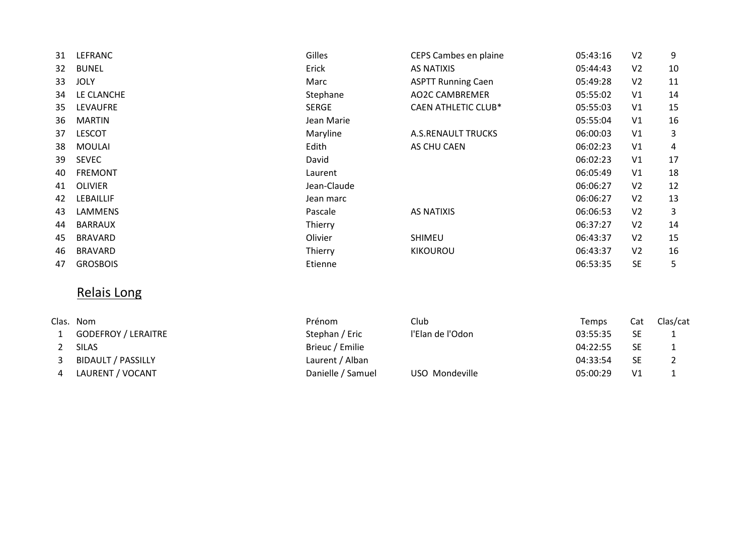| | | | | | | |
|---|---|---|---|---|---|---|
| 31 | LEFRANC | Gilles | CEPS Cambes en plaine | 05:43:16 | V2 | 9 |
| 32 | BUNEL | Erick | AS NATIXIS | 05:44:43 | V2 | 10 |
| 33 | JOLY | Marc | ASPTT Running Caen | 05:49:28 | V2 | 11 |
| 34 | LE CLANCHE | Stephane | AO2C CAMBREMER | 05:55:02 | V1 | 14 |
| 35 | LEVAUFRE | SERGE | CAEN ATHLETIC CLUB* | 05:55:03 | V1 | 15 |
| 36 | MARTIN | Jean Marie | | 05:55:04 | V1 | 16 |
| 37 | LESCOT | Maryline | A.S.RENAULT TRUCKS | 06:00:03 | V1 | 3 |
| 38 | MOULAI | Edith | AS CHU CAEN | 06:02:23 | V1 | 4 |
| 39 | SEVEC | David | | 06:02:23 | V1 | 17 |
| 40 | FREMONT | Laurent | | 06:05:49 | V1 | 18 |
| 41 | OLIVIER | Jean-Claude | | 06:06:27 | V2 | 12 |
| 42 | LEBAILLIF | Jean marc | | 06:06:27 | V2 | 13 |
| 43 | LAMMENS | Pascale | AS NATIXIS | 06:06:53 | V2 | 3 |
| 44 | BARRAUX | Thierry | | 06:37:27 | V2 | 14 |
| 45 | BRAVARD | Olivier | SHIMEU | 06:43:37 | V2 | 15 |
| 46 | BRAVARD | Thierry | KIKOUROU | 06:43:37 | V2 | 16 |
| 47 | GROSBOIS | Etienne | | 06:53:35 | SE | 5 |

## Relais Long

| Clas. | Nom | Prénom | Club | Temps | Cat | Clas/cat |
|---|---|---|---|---|---|---|
| 1 | GODEFROY / LERAITRE | Stephan / Eric | l'Elan de l'Odon | 03:55:35 | SE | 1 |
| 2 | SILAS | Brieuc / Emilie | | 04:22:55 | SE | 1 |
| 3 | BIDAULT / PASSILLY | Laurent / Alban | | 04:33:54 | SE | 2 |
| 4 | LAURENT / VOCANT | Danielle / Samuel | USO Mondeville | 05:00:29 | V1 | 1 |